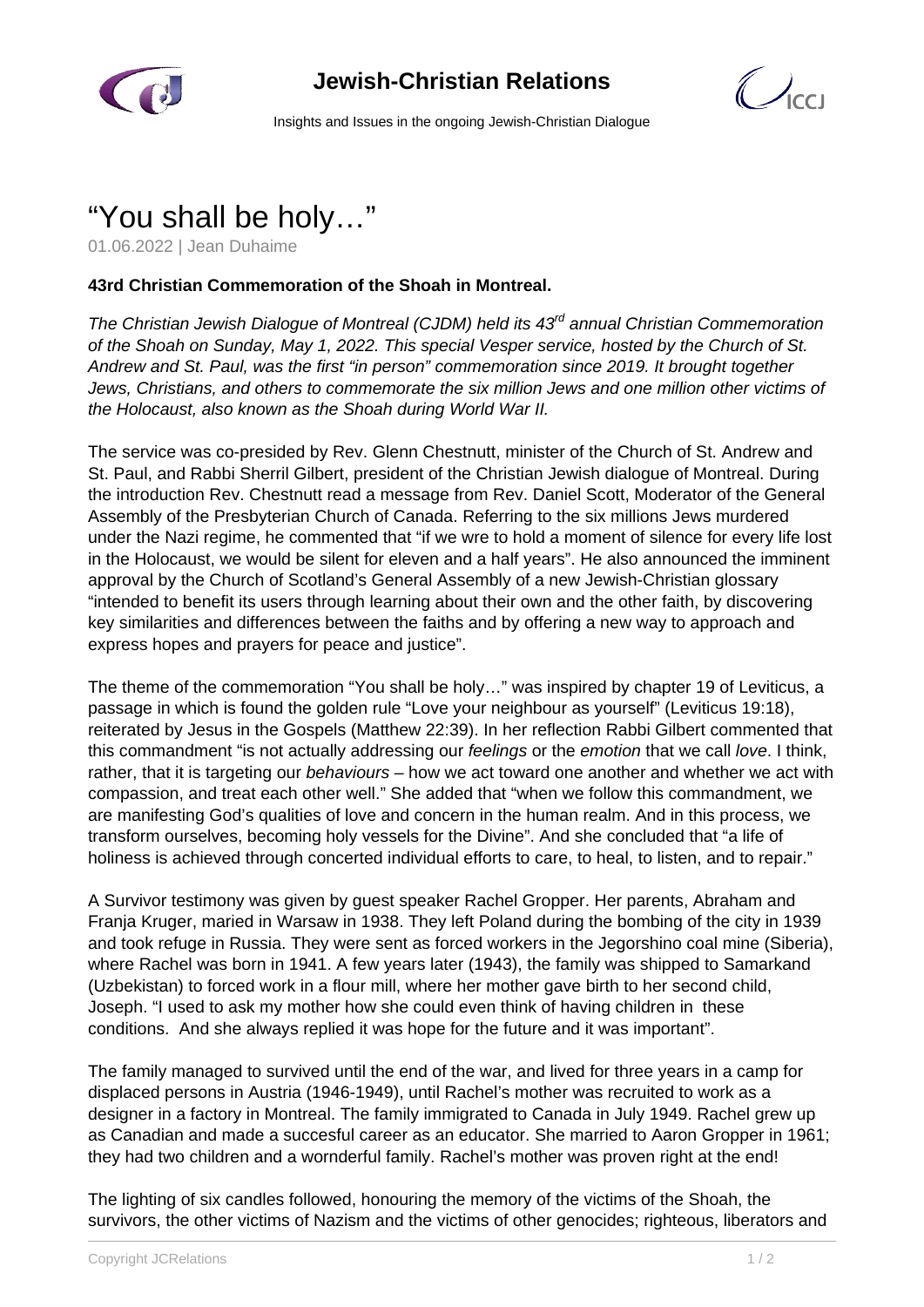# “You shall be holy…”

01.06.2022 | Jean Duhaime

**43rd Christian Commemoration of the Shoah in Montreal.**

*The Christian Jewish Dialogue of Montreal (CJDM) held its 43rd annual Christian Commemoration of the Shoah on Sunday, May 1, 2022. This special Vesper service, hosted by the Church of St. Andrew and St. Paul, was the first “in person” commemoration since 2019. It brought together Jews, Christians, and others to commemorate the six million Jews and one million other victims of the Holocaust, also known as the Shoah during World War II.*

The service was co-presided by Rev. Glenn Chestnutt, minister of the Church of St. Andrew and St. Paul, and Rabbi Sherril Gilbert, president of the Christian Jewish dialogue of Montreal. During the introduction Rev. Chestnutt read a message from Rev. Daniel Scott, Moderator of the General Assembly of the Presbyterian Church of Canada. Referring to the six millions Jews murdered under the Nazi regime, he commented that “if we wre to hold a moment of silence for every life lost in the Holocaust, we would be silent for eleven and a half years”. He also announced the imminent approval by the Church of Scotland’s General Assembly of a new Jewish-Christian glossary “intended to benefit its users through learning about their own and the other faith, by discovering key similarities and differences between the faiths and by offering a new way to approach and express hopes and prayers for peace and justice”.

The theme of the commemoration “You shall be holy…” was inspired by chapter 19 of Leviticus, a passage in which is found the golden rule “Love your neighbour as yourself” (Leviticus 19:18), reiterated by Jesus in the Gospels (Matthew 22:39). In her reflection Rabbi Gilbert commented that this commandment “is not actually addressing our *feelings* or the *emotion* that we call *love*. I think, rather, that it is targeting our *behaviours* – how we act toward one another and whether we act with compassion, and treat each other well.” She added that “when we follow this commandment, we are manifesting God’s qualities of love and concern in the human realm. And in this process, we transform ourselves, becoming holy vessels for the Divine”. And she concluded that “a life of holiness is achieved through concerted individual efforts to care, to heal, to listen, and to repair.”

A Survivor testimony was given by guest speaker Rachel Gropper. Her parents, Abraham and Franja Kruger, maried in Warsaw in 1938. They left Poland during the bombing of the city in 1939 and took refuge in Russia. They were sent as forced workers in the Jegorshino coal mine (Siberia), where Rachel was born in 1941. A few years later (1943), the family was shipped to Samarkand (Uzbekistan) to forced work in a flour mill, where her mother gave birth to her second child, Joseph. “I used to ask my mother how she could even think of having children in these conditions. And she always replied it was hope for the future and it was important”.

The family managed to survived until the end of the war, and lived for three years in a camp for displaced persons in Austria (1946-1949), until Rachel’s mother was recruited to work as a designer in a factory in Montreal. The family immigrated to Canada in July 1949. Rachel grew up as Canadian and made a succesful career as an educator. She married to Aaron Gropper in 1961; they had two children and a wornderful family. Rachel’s mother was proven right at the end!

The lighting of six candles followed, honouring the memory of the victims of the Shoah, the survivors, the other victims of Nazism and the victims of other genocides; righteous, liberators and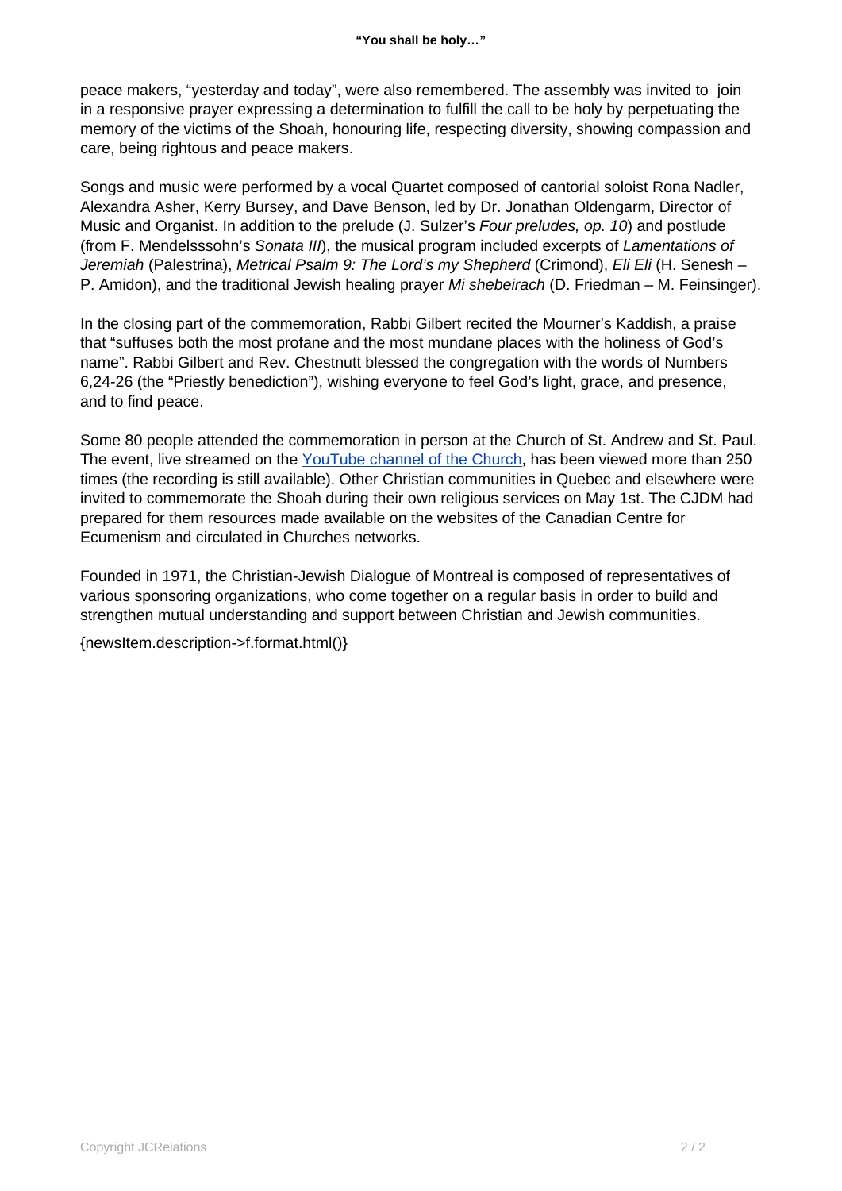peace makers, “yesterday and today”, were also remembered. The assembly was invited to join in a responsive prayer expressing a determination to fulfill the call to be holy by perpetuating the memory of the victims of the Shoah, honouring life, respecting diversity, showing compassion and care, being rightous and peace makers.

Songs and music were performed by a vocal Quartet composed of cantorial soloist Rona Nadler, Alexandra Asher, Kerry Bursey, and Dave Benson, led by Dr. Jonathan Oldengarm, Director of Music and Organist. In addition to the prelude (J. Sulzer’s *Four preludes, op. 10*) and postlude (from F. Mendelsssohn’s *Sonata III*), the musical program included excerpts of *Lamentations of Jeremiah* (Palestrina), *Metrical Psalm 9: The Lord’s my Shepherd* (Crimond), *Eli Eli* (H. Senesh – P. Amidon), and the traditional Jewish healing prayer *Mi shebeirach* (D. Friedman – M. Feinsinger).

In the closing part of the commemoration, Rabbi Gilbert recited the Mourner’s Kaddish, a praise that “suffuses both the most profane and the most mundane places with the holiness of God’s name”. Rabbi Gilbert and Rev. Chestnutt blessed the congregation with the words of Numbers 6,24-26 (the “Priestly benediction”), wishing everyone to feel God’s light, grace, and presence, and to find peace.

Some 80 people attended the commemoration in person at the Church of St. Andrew and St. Paul. The event, live streamed on the [YouTube channel of the Church](), has been viewed more than 250 times (the recording is still available). Other Christian communities in Quebec and elsewhere were invited to commemorate the Shoah during their own religious services on May 1st. The CJDM had prepared for them resources made available on the websites of the Canadian Centre for Ecumenism and circulated in Churches networks.

Founded in 1971, the Christian-Jewish Dialogue of Montreal is composed of representatives of various sponsoring organizations, who come together on a regular basis in order to build and strengthen mutual understanding and support between Christian and Jewish communities.

{newsItem.description->f.format.html()}